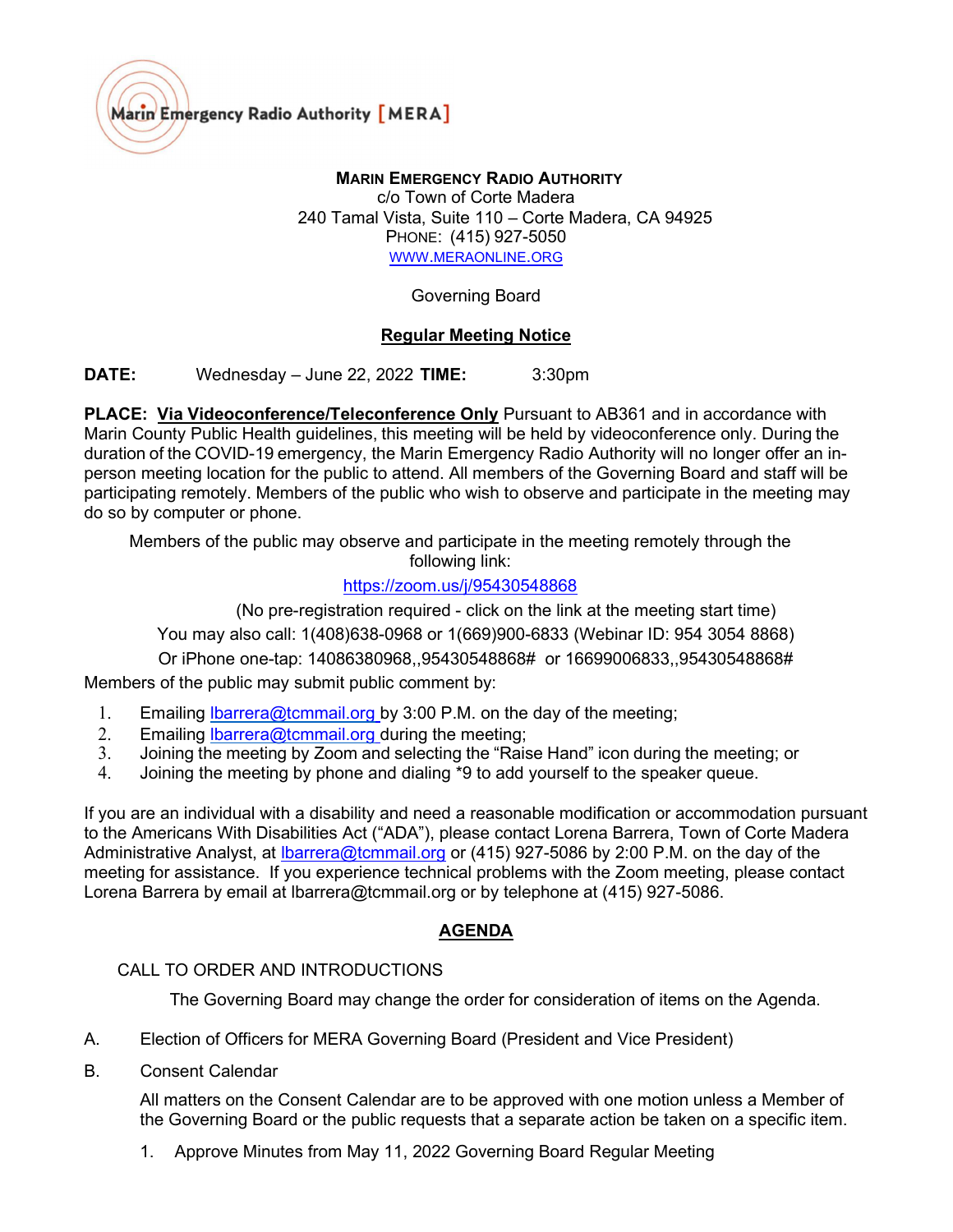Marin Emergency Radio Authority [MERA]

**MARIN EMERGENCY RADIO AUTHORITY**
c/o Town of Corte Madera
240 Tamal Vista, Suite 110 – Corte Madera, CA 94925
PHONE: (415) 927-5050
WWW.MERAONLINE.ORG

Governing Board

**Regular Meeting Notice**

**DATE:** Wednesday – June 22, 2022 **TIME:** 3:30pm

**PLACE:** **Via Videoconference/Teleconference Only** Pursuant to AB361 and in accordance with Marin County Public Health guidelines, this meeting will be held by videoconference only. During the duration of the COVID-19 emergency, the Marin Emergency Radio Authority will no longer offer an in-person meeting location for the public to attend. All members of the Governing Board and staff will be participating remotely. Members of the public who wish to observe and participate in the meeting may do so by computer or phone.

Members of the public may observe and participate in the meeting remotely through the following link:

https://zoom.us/j/95430548868

(No pre-registration required - click on the link at the meeting start time)

You may also call: 1(408)638-0968 or 1(669)900-6833 (Webinar ID: 954 3054 8868)

Or iPhone one-tap: 14086380968,,95430548868# or 16699006833,,95430548868#

Members of the public may submit public comment by:

1. Emailing lbarrera@tcmmail.org by 3:00 P.M. on the day of the meeting;
2. Emailing lbarrera@tcmmail.org during the meeting;
3. Joining the meeting by Zoom and selecting the "Raise Hand" icon during the meeting; or
4. Joining the meeting by phone and dialing *9 to add yourself to the speaker queue.

If you are an individual with a disability and need a reasonable modification or accommodation pursuant to the Americans With Disabilities Act ("ADA"), please contact Lorena Barrera, Town of Corte Madera Administrative Analyst, at lbarrera@tcmmail.org or (415) 927-5086 by 2:00 P.M. on the day of the meeting for assistance. If you experience technical problems with the Zoom meeting, please contact Lorena Barrera by email at lbarrera@tcmmail.org or by telephone at (415) 927-5086.

## AGENDA

CALL TO ORDER AND INTRODUCTIONS

The Governing Board may change the order for consideration of items on the Agenda.

A. Election of Officers for MERA Governing Board (President and Vice President)

B. Consent Calendar

All matters on the Consent Calendar are to be approved with one motion unless a Member of the Governing Board or the public requests that a separate action be taken on a specific item.

1. Approve Minutes from May 11, 2022 Governing Board Regular Meeting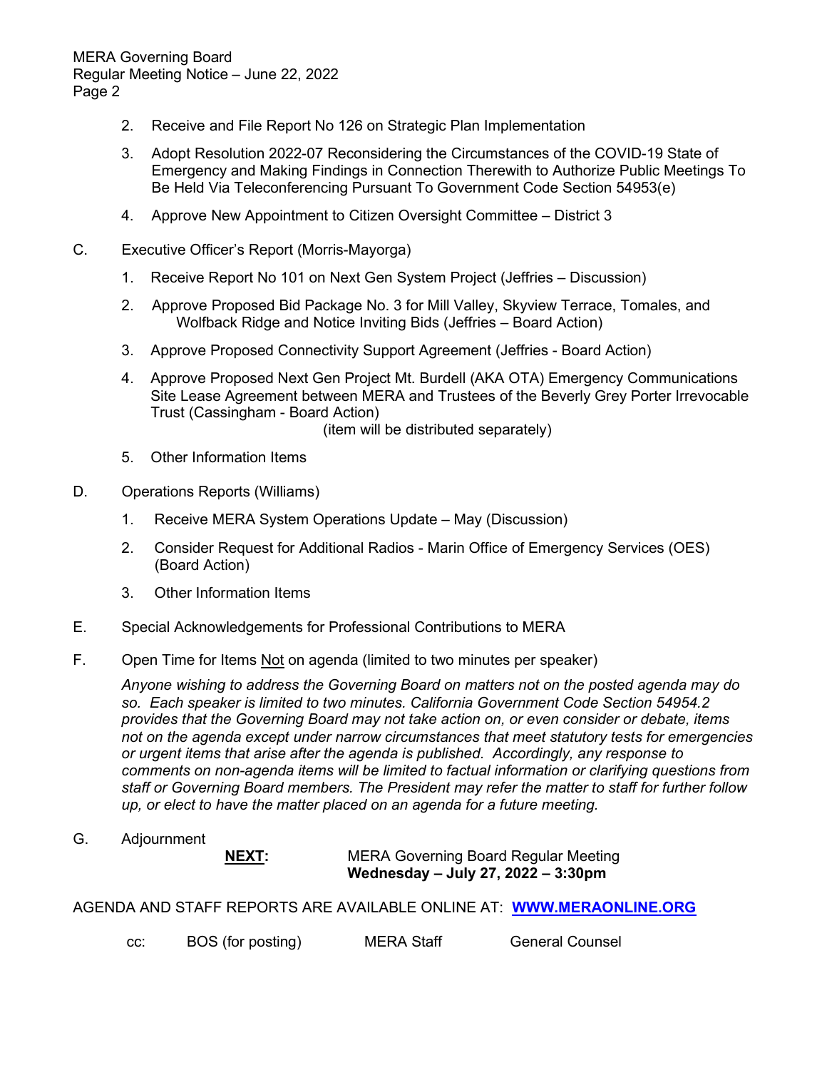2. Receive and File Report No 126 on Strategic Plan Implementation
3. Adopt Resolution 2022-07 Reconsidering the Circumstances of the COVID-19 State of Emergency and Making Findings in Connection Therewith to Authorize Public Meetings To Be Held Via Teleconferencing Pursuant To Government Code Section 54953(e)
4. Approve New Appointment to Citizen Oversight Committee – District 3

C. Executive Officer's Report (Morris-Mayorga)

1. Receive Report No 101 on Next Gen System Project (Jeffries – Discussion)
2. Approve Proposed Bid Package No. 3 for Mill Valley, Skyview Terrace, Tomales, and Wolfback Ridge and Notice Inviting Bids (Jeffries – Board Action)
3. Approve Proposed Connectivity Support Agreement (Jeffries - Board Action)
4. Approve Proposed Next Gen Project Mt. Burdell (AKA OTA) Emergency Communications Site Lease Agreement between MERA and Trustees of the Beverly Grey Porter Irrevocable Trust (Cassingham - Board Action)
   (item will be distributed separately)
5. Other Information Items

D. Operations Reports (Williams)

1. Receive MERA System Operations Update – May (Discussion)
2. Consider Request for Additional Radios - Marin Office of Emergency Services (OES) (Board Action)
3. Other Information Items

E. Special Acknowledgements for Professional Contributions to MERA

F. Open Time for Items Not on agenda (limited to two minutes per speaker)

*Anyone wishing to address the Governing Board on matters not on the posted agenda may do so. Each speaker is limited to two minutes. California Government Code Section 54954.2 provides that the Governing Board may not take action on, or even consider or debate, items not on the agenda except under narrow circumstances that meet statutory tests for emergencies or urgent items that arise after the agenda is published. Accordingly, any response to comments on non-agenda items will be limited to factual information or clarifying questions from staff or Governing Board members. The President may refer the matter to staff for further follow up, or elect to have the matter placed on an agenda for a future meeting.*

G. Adjournment

**NEXT:** MERA Governing Board Regular Meeting
**Wednesday – July 27, 2022 – 3:30pm**

AGENDA AND STAFF REPORTS ARE AVAILABLE ONLINE AT: **WWW.MERAONLINE.ORG**

cc: BOS (for posting) MERA Staff General Counsel